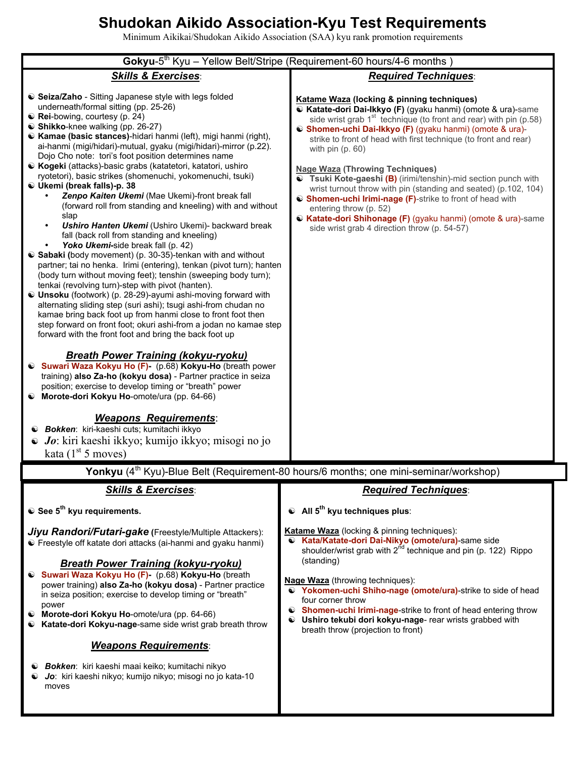# Shudokan Aikido Association-Kyu Test Requirements

Minimum Aikikai/Shudokan Aikido Association (SAA) kyu rank promotion requirements

## Gokyu-5th Kyu – Yellow Belt/Stripe (Requirement-60 hours/4-6 months )

### *Skills & Exercises*:

- **Seiza/Zaho** - Sitting Japanese style with legs folded underneath/formal sitting (pp. 25-26)
- **Rei**-bowing, courtesy (p. 24)
- **Shikko**-knee walking (pp. 26-27)
- **Kamae (basic stances)**-hidari hanmi (left), migi hanmi (right), ai-hanmi (migi/hidari)-mutual, gyaku (migi/hidari)-mirror (p.22). Dojo Cho note: tori's foot position determines name
- **Kogeki** (attacks)-basic grabs (katatetori, katatori, ushiro ryotetori), basic strikes (shomenuchi, yokomenuchi, tsuki)
- **Ukemi (break falls)-p. 38**
  - ***Zenpo Kaiten Ukemi*** (Mae Ukemi)-front break fall (forward roll from standing and kneeling) with and without slap
  - ***Ushiro Hanten Ukemi*** (Ushiro Ukemi)- backward break fall (back roll from standing and kneeling)
  - ***Yoko Ukemi***-side break fall (p. 42)
- **Sabaki (**body movement) (p. 30-35)-tenkan with and without partner; tai no henka. Irimi (entering), tenkan (pivot turn); hanten (body turn without moving feet); tenshin (sweeping body turn); tenkai (revolving turn)-step with pivot (hanten).
- **Unsoku** (footwork) (p. 28-29)-ayumi ashi-moving forward with alternating sliding step (suri ashi); tsugi ashi-from chudan no kamae bring back foot up from hanmi close to front foot then step forward on front foot; okuri ashi-from a jodan no kamae step forward with the front foot and bring the back foot up

### *Breath Power Training (kokyu-ryoku)*

- **Suwari Waza Kokyu Ho (F)-** (p.68) **Kokyu-Ho** (breath power training) **also Za-ho (kokyu dosa)** - Partner practice in seiza position; exercise to develop timing or "breath" power
- **Morote-dori Kokyu Ho**-omote/ura (pp. 64-66)

### *Weapons Requirements*:

- ***Bokken***: kiri-kaeshi cuts; kumitachi ikkyo
- ***Jo***: kiri kaeshi ikkyo; kumijo ikkyo; misogi no jo kata (1st 5 moves)

### *Required Techniques*:

**Katame Waza (locking & pinning techniques)**

- **Katate-dori Dai-Ikkyo (F)** (gyaku hanmi) (omote & ura)-same side wrist grab 1st technique (to front and rear) with pin (p.58)
- **Shomen-uchi Dai-Ikkyo (F)** (gyaku hanmi) (omote & ura)-strike to front of head with first technique (to front and rear) with pin (p. 60)

**Nage Waza (Throwing Techniques)**

- **Tsuki Kote-gaeshi (B)** (irimi/tenshin)-mid section punch with wrist turnout throw with pin (standing and seated) (p.102, 104)
- **Shomen-uchi Irimi-nage (F)**-strike to front of head with entering throw (p. 52)
- **Katate-dori Shihonage (F)** (gyaku hanmi) (omote & ura)-same side wrist grab 4 direction throw (p. 54-57)

## Yonkyu (4th Kyu)-Blue Belt (Requirement-80 hours/6 months; one mini-seminar/workshop)

### *Skills & Exercises*:

- **See 5th kyu requirements.**

***Jiyu Randori/Futari-gake*** (Freestyle/Multiple Attackers):

- Freestyle off katate dori attacks (ai-hanmi and gyaku hanmi)

### *Breath Power Training (kokyu-ryoku)*

- **Suwari Waza Kokyu Ho (F)-** (p.68) **Kokyu-Ho** (breath power training) **also Za-ho (kokyu dosa)** - Partner practice in seiza position; exercise to develop timing or "breath" power
- **Morote-dori Kokyu Ho**-omote/ura (pp. 64-66)
- **Katate-dori Kokyu-nage**-same side wrist grab breath throw

### *Weapons Requirements*:

- ***Bokken***: kiri kaeshi maai keiko; kumitachi nikyo
- ***Jo***: kiri kaeshi nikyo; kumijo nikyo; misogi no jo kata-10 moves

### *Required Techniques*:

- **All 5th kyu techniques plus**:

**Katame Waza** (locking & pinning techniques):

- **Kata/Katate-dori Dai-Nikyo (omote/ura)**-same side shoulder/wrist grab with 2nd technique and pin (p. 122) Rippo (standing)

**Nage Waza** (throwing techniques):

- **Yokomen-uchi Shiho-nage (omote/ura)**-strike to side of head four corner throw
- **Shomen-uchi Irimi-nage**-strike to front of head entering throw
- **Ushiro tekubi dori kokyu-nage**- rear wrists grabbed with breath throw (projection to front)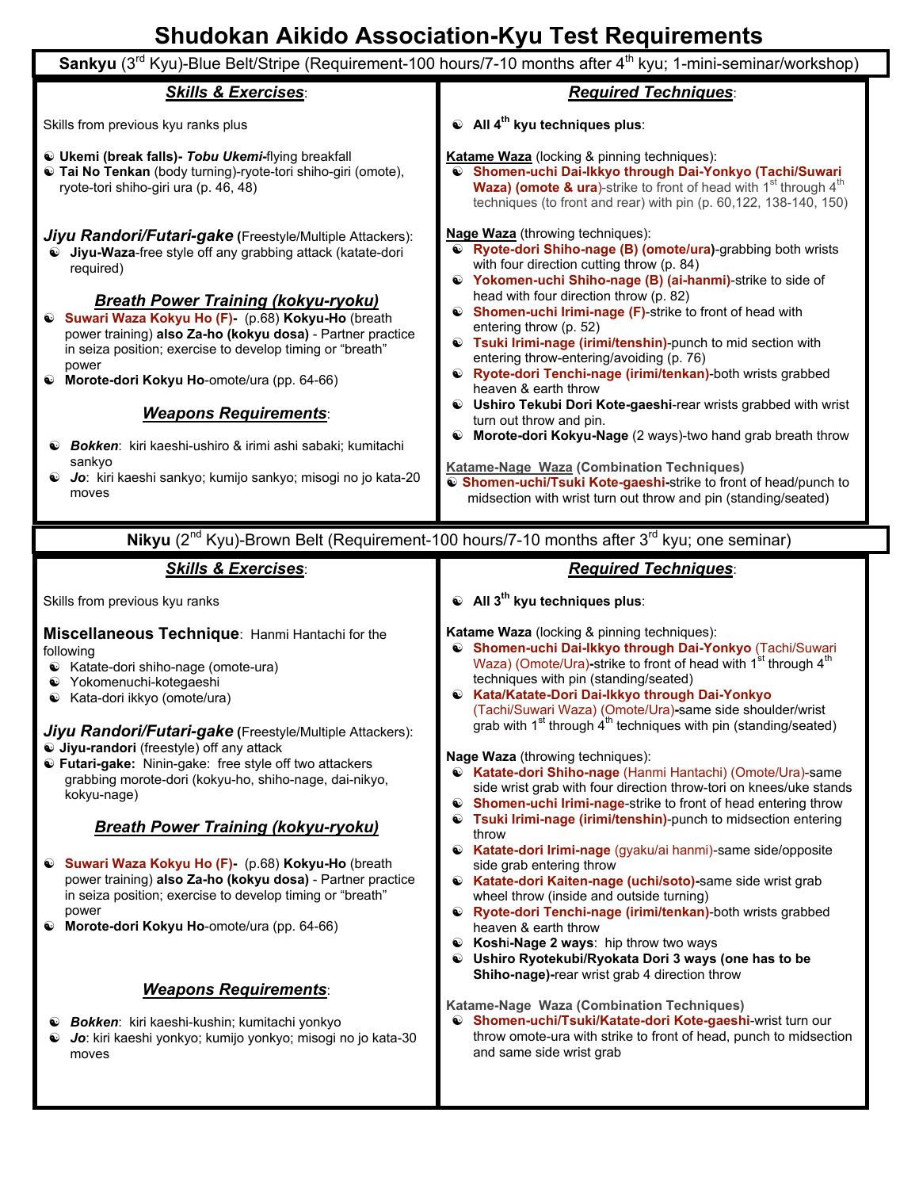# Shudokan Aikido Association-Kyu Test Requirements

## Sankyu (3rd Kyu)-Blue Belt/Stripe (Requirement-100 hours/7-10 months after 4th kyu; 1-mini-seminar/workshop)

### *Skills & Exercises*:

Skills from previous kyu ranks plus

- **Ukemi (break falls)- *Tobu Ukemi*-**flying breakfall
- **Tai No Tenkan** (body turning)-ryote-tori shiho-giri (omote), ryote-tori shiho-giri ura (p. 46, 48)

***Jiyu Randori/Futari-gake*** **(**Freestyle/Multiple Attackers):

- **Jiyu-Waza**-free style off any grabbing attack (katate-dori required)

### *Breath Power Training (kokyu-ryoku)*

- **Suwari Waza Kokyu Ho (F)-** (p.68) **Kokyu-Ho** (breath power training) **also Za-ho (kokyu dosa)** - Partner practice in seiza position; exercise to develop timing or "breath" power
- **Morote-dori Kokyu Ho**-omote/ura (pp. 64-66)

### *Weapons Requirements*:

- ***Bokken***: kiri kaeshi-ushiro & irimi ashi sabaki; kumitachi sankyo
- ***Jo***: kiri kaeshi sankyo; kumijo sankyo; misogi no jo kata-20 moves

### *Required Techniques*:

- **All 4th kyu techniques plus**:

**Katame Waza** (locking & pinning techniques):

- **Shomen-uchi Dai-Ikkyo through Dai-Yonkyo (Tachi/Suwari Waza) (omote & ura)**-strike to front of head with 1st through 4th techniques (to front and rear) with pin (p. 60,122, 138-140, 150)

**Nage Waza** (throwing techniques):

- **Ryote-dori Shiho-nage (B) (omote/ura)**-grabbing both wrists with four direction cutting throw (p. 84)
- **Yokomen-uchi Shiho-nage (B) (ai-hanmi)**-strike to side of head with four direction throw (p. 82)
- **Shomen-uchi Irimi-nage (F)**-strike to front of head with entering throw (p. 52)
- **Tsuki Irimi-nage (irimi/tenshin)**-punch to mid section with entering throw-entering/avoiding (p. 76)
- **Ryote-dori Tenchi-nage (irimi/tenkan)**-both wrists grabbed heaven & earth throw
- **Ushiro Tekubi Dori Kote-gaeshi**-rear wrists grabbed with wrist turn out throw and pin.
- **Morote-dori Kokyu-Nage** (2 ways)-two hand grab breath throw

**Katame-Nage Waza (Combination Techniques)**

- **Shomen-uchi/Tsuki Kote-gaeshi-**strike to front of head/punch to midsection with wrist turn out throw and pin (standing/seated)

## Nikyu (2nd Kyu)-Brown Belt (Requirement-100 hours/7-10 months after 3rd kyu; one seminar)

### *Skills & Exercises*:

Skills from previous kyu ranks

**Miscellaneous Technique**: Hanmi Hantachi for the following

- Katate-dori shiho-nage (omote-ura)
- Yokomenuchi-kotegaeshi
- Kata-dori ikkyo (omote/ura)

***Jiyu Randori/Futari-gake*** **(**Freestyle/Multiple Attackers):

- **Jiyu-randori** (freestyle) off any attack
- **Futari-gake:** **Ninin-gake:** free style off two attackers grabbing morote-dori (kokyu-ho, shiho-nage, dai-nikyo, kokyu-nage)

### *Breath Power Training (kokyu-ryoku)*

- **Suwari Waza Kokyu Ho (F)-** (p.68) **Kokyu-Ho** (breath power training) **also Za-ho (kokyu dosa)** - Partner practice in seiza position; exercise to develop timing or "breath" power
- **Morote-dori Kokyu Ho**-omote/ura (pp. 64-66)

### *Weapons Requirements*:

- ***Bokken***: kiri kaeshi-kushin; kumitachi yonkyo
- ***Jo***: kiri kaeshi yonkyo; kumijo yonkyo; misogi no jo kata-30 moves

### *Required Techniques*:

- **All 3th kyu techniques plus**:

**Katame Waza** (locking & pinning techniques):

- **Shomen-uchi Dai-Ikkyo through Dai-Yonkyo** (Tachi/Suwari Waza) (Omote/Ura)**-**strike to front of head with 1st through 4th techniques with pin (standing/seated)
- **Kata/Katate-Dori Dai-Ikkyo through Dai-Yonkyo** (Tachi/Suwari Waza) (Omote/Ura)**-**same side shoulder/wrist grab with 1st through 4th techniques with pin (standing/seated)

**Nage Waza** (throwing techniques):

- **Katate-dori Shiho-nage** (Hanmi Hantachi) (Omote/Ura)-same side wrist grab with four direction throw-tori on knees/uke stands
- **Shomen-uchi Irimi-nage**-strike to front of head entering throw
- **Tsuki Irimi-nage (irimi/tenshin)**-punch to midsection entering throw
- **Katate-dori Irimi-nage** (gyaku/ai hanmi)-same side/opposite side grab entering throw
- **Katate-dori Kaiten-nage (uchi/soto)-**same side wrist grab wheel throw (inside and outside turning)
- **Ryote-dori Tenchi-nage (irimi/tenkan)**-both wrists grabbed heaven & earth throw
- **Koshi-Nage 2 ways**: hip throw two ways
- **Ushiro Ryotekubi/Ryokata Dori 3 ways (one has to be Shiho-nage)-**rear wrist grab 4 direction throw

**Katame-Nage Waza (Combination Techniques)**

- **Shomen-uchi/Tsuki/Katate-dori Kote-gaeshi**-wrist turn our throw omote-ura with strike to front of head, punch to midsection and same side wrist grab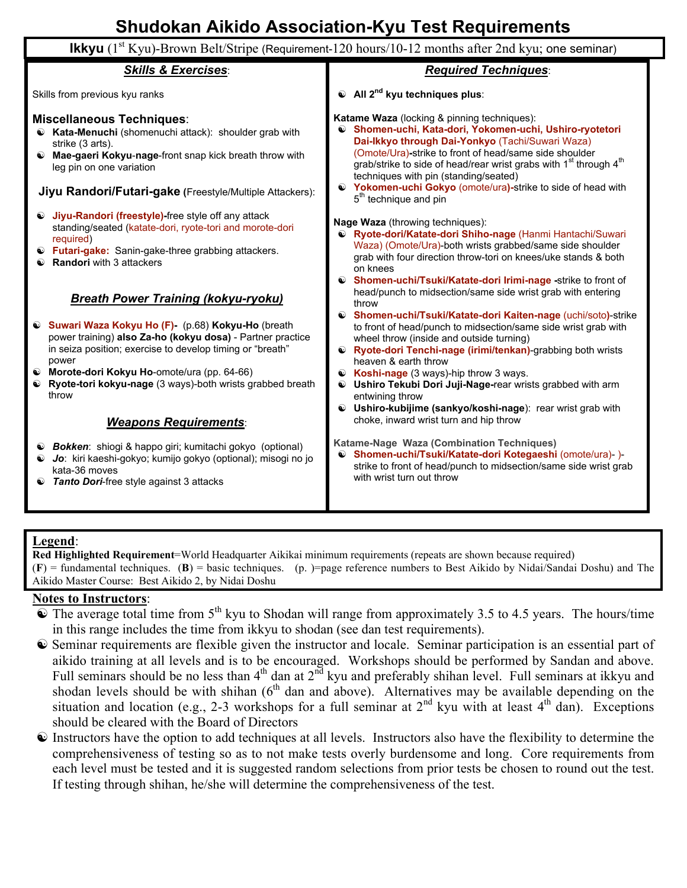# Shudokan Aikido Association-Kyu Test Requirements

**Ikkyu** (1st Kyu)-Brown Belt/Stripe (Requirement-120 hours/10-12 months after 2nd kyu; one seminar)

## *Skills & Exercises*:

Skills from previous kyu ranks

### Miscellaneous Techniques:

- **Kata-Menuchi** (shomenuchi attack): shoulder grab with strike (3 arts).
- **Mae-gaeri Kokyu-nage**-front snap kick breath throw with leg pin on one variation

### Jiyu Randori/Futari-gake (Freestyle/Multiple Attackers):

- **Jiyu-Randori (freestyle)**-free style off any attack standing/seated (katate-dori, ryote-tori and morote-dori required)
- **Futari-gake:** Sanin-gake-three grabbing attackers.
- **Randori** with 3 attackers

### *Breath Power Training (kokyu-ryoku)*

- **Suwari Waza Kokyu Ho (F)-** (p.68) **Kokyu-Ho** (breath power training) **also Za-ho (kokyu dosa)** - Partner practice in seiza position; exercise to develop timing or "breath" power
- **Morote-dori Kokyu Ho**-omote/ura (pp. 64-66)
- **Ryote-tori kokyu-nage** (3 ways)-both wrists grabbed breath throw

### *Weapons Requirements*:

- ***Bokken***: shiogi & happo giri; kumitachi gokyo (optional)
- ***Jo***: kiri kaeshi-gokyo; kumijo gokyo (optional); misogi no jo kata-36 moves
- ***Tanto Dori***-free style against 3 attacks

## *Required Techniques*:

- **All 2nd kyu techniques plus**:

**Katame Waza** (locking & pinning techniques):

- **Shomen-uchi, Kata-dori, Yokomen-uchi, Ushiro-ryotetori Dai-Ikkyo through Dai-Yonkyo** (Tachi/Suwari Waza) (Omote/Ura)**-**strike to front of head/same side shoulder grab/strike to side of head/rear wrist grabs with 1st through 4th techniques with pin (standing/seated)
- **Yokomen-uchi Gokyo** (omote/ura)**-**strike to side of head with 5th technique and pin

**Nage Waza** (throwing techniques):

- **Ryote-dori/Katate-dori Shiho-nage** (Hanmi Hantachi/Suwari Waza) (Omote/Ura)-both wrists grabbed/same side shoulder grab with four direction throw-tori on knees/uke stands & both on knees
- **Shomen-uchi/Tsuki/Katate-dori Irimi-nage -**strike to front of head/punch to midsection/same side wrist grab with entering throw
- **Shomen-uchi/Tsuki/Katate-dori Kaiten-nage** (uchi/soto)-strike to front of head/punch to midsection/same side wrist grab with wheel throw (inside and outside turning)
- **Ryote-dori Tenchi-nage (irimi/tenkan)**-grabbing both wrists heaven & earth throw
- **Koshi-nage** (3 ways)-hip throw 3 ways.
- **Ushiro Tekubi Dori Juji-Nage**-rear wrists grabbed with arm entwining throw
- **Ushiro-kubijime (sankyo/koshi-nage)**: rear wrist grab with choke, inward wrist turn and hip throw

**Katame-Nage Waza (Combination Techniques)**

- **Shomen-uchi/Tsuki/Katate-dori Kotegaeshi** (omote/ura)- )-strike to front of head/punch to midsection/same side wrist grab with wrist turn out throw

---

**Legend**:

**Red Highlighted Requirement**=World Headquarter Aikikai minimum requirements (repeats are shown because required)
(**F**) = fundamental techniques. (**B**) = basic techniques. (p. )=page reference numbers to Best Aikido by Nidai/Sandai Doshu) and The Aikido Master Course: Best Aikido 2, by Nidai Doshu

**Notes to Instructors**:

- The average total time from 5th kyu to Shodan will range from approximately 3.5 to 4.5 years. The hours/time in this range includes the time from ikkyu to shodan (see dan test requirements).
- Seminar requirements are flexible given the instructor and locale. Seminar participation is an essential part of aikido training at all levels and is to be encouraged. Workshops should be performed by Sandan and above. Full seminars should be no less than 4th dan at 2nd kyu and preferably shihan level. Full seminars at ikkyu and shodan levels should be with shihan (6th dan and above). Alternatives may be available depending on the situation and location (e.g., 2-3 workshops for a full seminar at 2nd kyu with at least 4th dan). Exceptions should be cleared with the Board of Directors
- Instructors have the option to add techniques at all levels. Instructors also have the flexibility to determine the comprehensiveness of testing so as to not make tests overly burdensome and long. Core requirements from each level must be tested and it is suggested random selections from prior tests be chosen to round out the test. If testing through shihan, he/she will determine the comprehensiveness of the test.